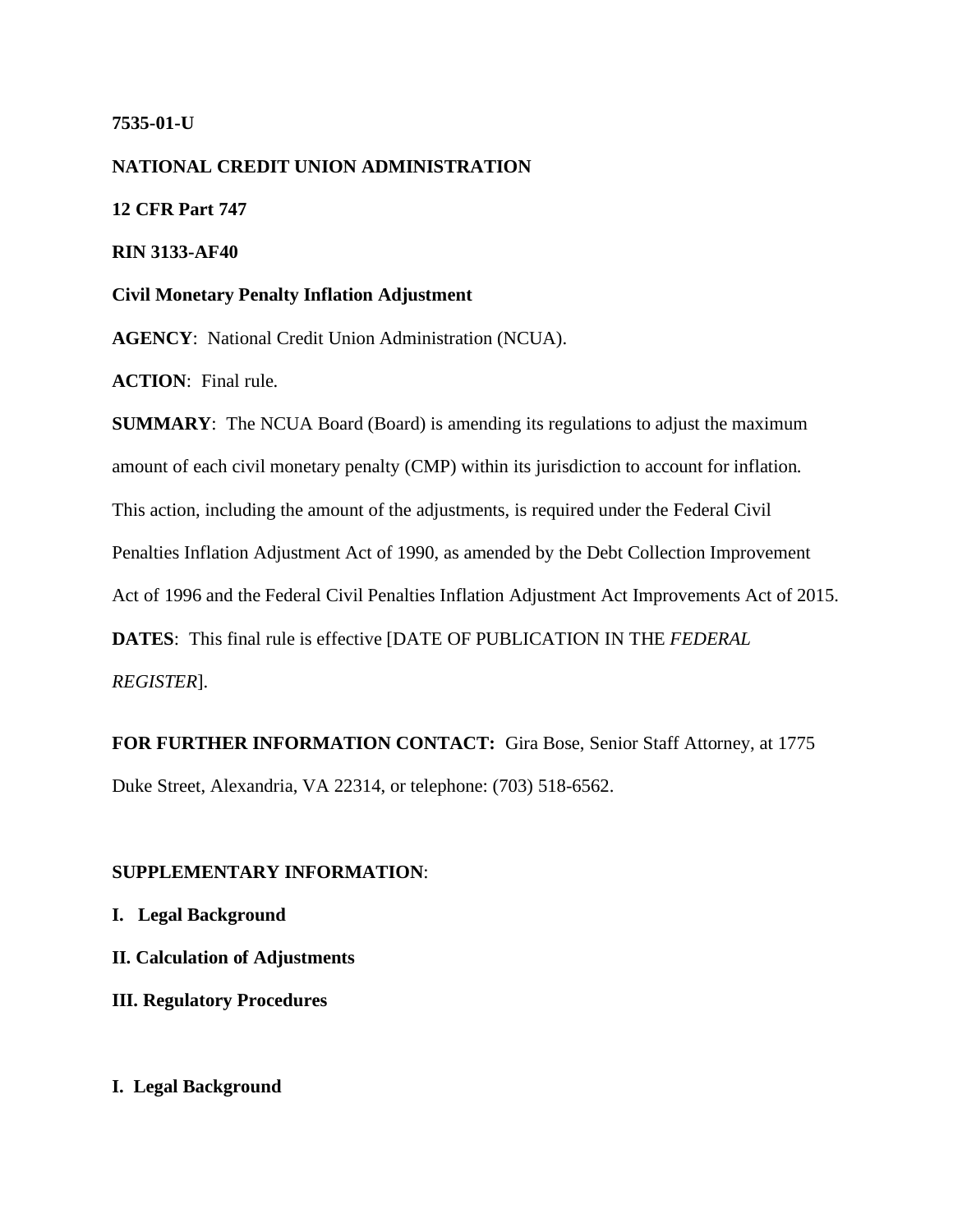**7535-01-U**

**NATIONAL CREDIT UNION ADMINISTRATION**

**12 CFR Part 747**

**RIN 3133-AF40**

**Civil Monetary Penalty Inflation Adjustment**

**AGENCY**: National Credit Union Administration (NCUA).

**ACTION**: Final rule.

**SUMMARY**: The NCUA Board (Board) is amending its regulations to adjust the maximum amount of each civil monetary penalty (CMP) within its jurisdiction to account for inflation. This action, including the amount of the adjustments, is required under the Federal Civil Penalties Inflation Adjustment Act of 1990, as amended by the Debt Collection Improvement Act of 1996 and the Federal Civil Penalties Inflation Adjustment Act Improvements Act of 2015.

**DATES**: This final rule is effective [DATE OF PUBLICATION IN THE *FEDERAL REGISTER*].

**FOR FURTHER INFORMATION CONTACT:** Gira Bose, Senior Staff Attorney, at 1775 Duke Street, Alexandria, VA 22314, or telephone: (703) 518-6562.

**SUPPLEMENTARY INFORMATION**:

**I. Legal Background**

**II. Calculation of Adjustments**

**III. Regulatory Procedures**

## I. Legal Background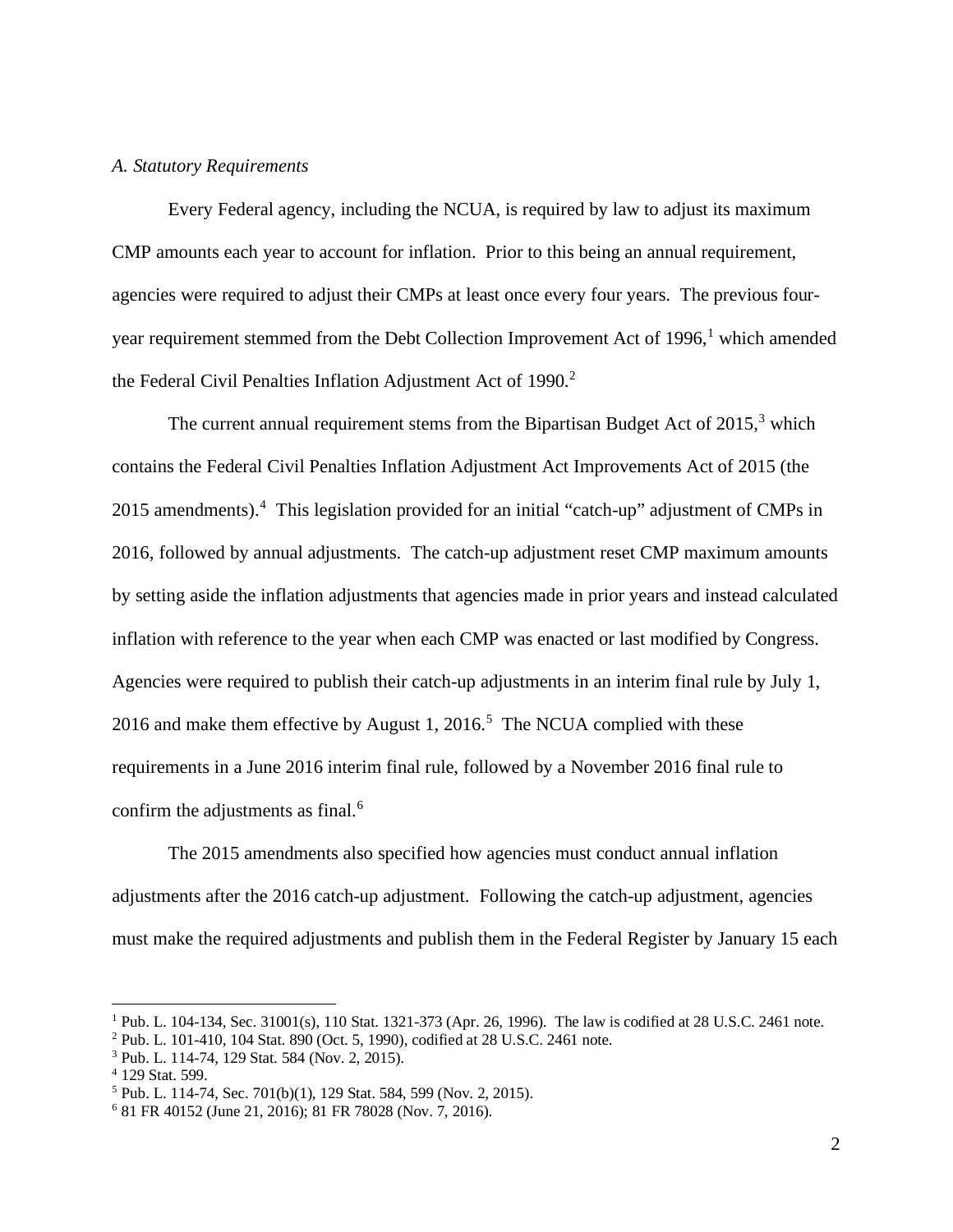*A. Statutory Requirements*

Every Federal agency, including the NCUA, is required by law to adjust its maximum CMP amounts each year to account for inflation. Prior to this being an annual requirement, agencies were required to adjust their CMPs at least once every four years. The previous four-year requirement stemmed from the Debt Collection Improvement Act of 1996,[1] which amended the Federal Civil Penalties Inflation Adjustment Act of 1990.[2]

The current annual requirement stems from the Bipartisan Budget Act of 2015,[3] which contains the Federal Civil Penalties Inflation Adjustment Act Improvements Act of 2015 (the 2015 amendments).[4] This legislation provided for an initial "catch-up" adjustment of CMPs in 2016, followed by annual adjustments. The catch-up adjustment reset CMP maximum amounts by setting aside the inflation adjustments that agencies made in prior years and instead calculated inflation with reference to the year when each CMP was enacted or last modified by Congress. Agencies were required to publish their catch-up adjustments in an interim final rule by July 1, 2016 and make them effective by August 1, 2016.[5] The NCUA complied with these requirements in a June 2016 interim final rule, followed by a November 2016 final rule to confirm the adjustments as final.[6]

The 2015 amendments also specified how agencies must conduct annual inflation adjustments after the 2016 catch-up adjustment. Following the catch-up adjustment, agencies must make the required adjustments and publish them in the Federal Register by January 15 each

---

[1] Pub. L. 104-134, Sec. 31001(s), 110 Stat. 1321-373 (Apr. 26, 1996). The law is codified at 28 U.S.C. 2461 note.

[2] Pub. L. 101-410, 104 Stat. 890 (Oct. 5, 1990), codified at 28 U.S.C. 2461 note.

[3] Pub. L. 114-74, 129 Stat. 584 (Nov. 2, 2015).

[4] 129 Stat. 599.

[5] Pub. L. 114-74, Sec. 701(b)(1), 129 Stat. 584, 599 (Nov. 2, 2015).

[6] 81 FR 40152 (June 21, 2016); 81 FR 78028 (Nov. 7, 2016).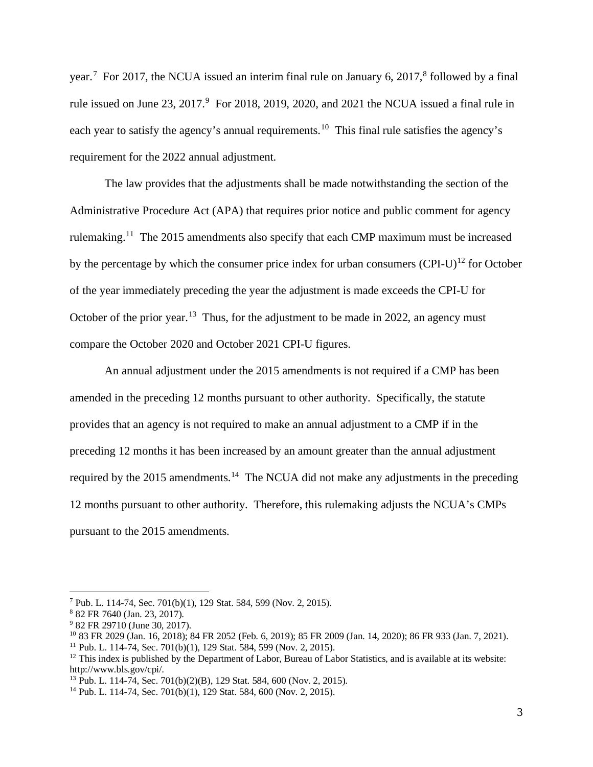year.[7] For 2017, the NCUA issued an interim final rule on January 6, 2017,[8] followed by a final rule issued on June 23, 2017.[9] For 2018, 2019, 2020, and 2021 the NCUA issued a final rule in each year to satisfy the agency's annual requirements.[10] This final rule satisfies the agency's requirement for the 2022 annual adjustment.

The law provides that the adjustments shall be made notwithstanding the section of the Administrative Procedure Act (APA) that requires prior notice and public comment for agency rulemaking.[11] The 2015 amendments also specify that each CMP maximum must be increased by the percentage by which the consumer price index for urban consumers (CPI-U)[12] for October of the year immediately preceding the year the adjustment is made exceeds the CPI-U for October of the prior year.[13] Thus, for the adjustment to be made in 2022, an agency must compare the October 2020 and October 2021 CPI-U figures.

An annual adjustment under the 2015 amendments is not required if a CMP has been amended in the preceding 12 months pursuant to other authority. Specifically, the statute provides that an agency is not required to make an annual adjustment to a CMP if in the preceding 12 months it has been increased by an amount greater than the annual adjustment required by the 2015 amendments.[14] The NCUA did not make any adjustments in the preceding 12 months pursuant to other authority. Therefore, this rulemaking adjusts the NCUA's CMPs pursuant to the 2015 amendments.

---

[7] Pub. L. 114-74, Sec. 701(b)(1), 129 Stat. 584, 599 (Nov. 2, 2015).
[8] 82 FR 7640 (Jan. 23, 2017).
[9] 82 FR 29710 (June 30, 2017).
[10] 83 FR 2029 (Jan. 16, 2018); 84 FR 2052 (Feb. 6, 2019); 85 FR 2009 (Jan. 14, 2020); 86 FR 933 (Jan. 7, 2021).
[11] Pub. L. 114-74, Sec. 701(b)(1), 129 Stat. 584, 599 (Nov. 2, 2015).
[12] This index is published by the Department of Labor, Bureau of Labor Statistics, and is available at its website: http://www.bls.gov/cpi/.
[13] Pub. L. 114-74, Sec. 701(b)(2)(B), 129 Stat. 584, 600 (Nov. 2, 2015).
[14] Pub. L. 114-74, Sec. 701(b)(1), 129 Stat. 584, 600 (Nov. 2, 2015).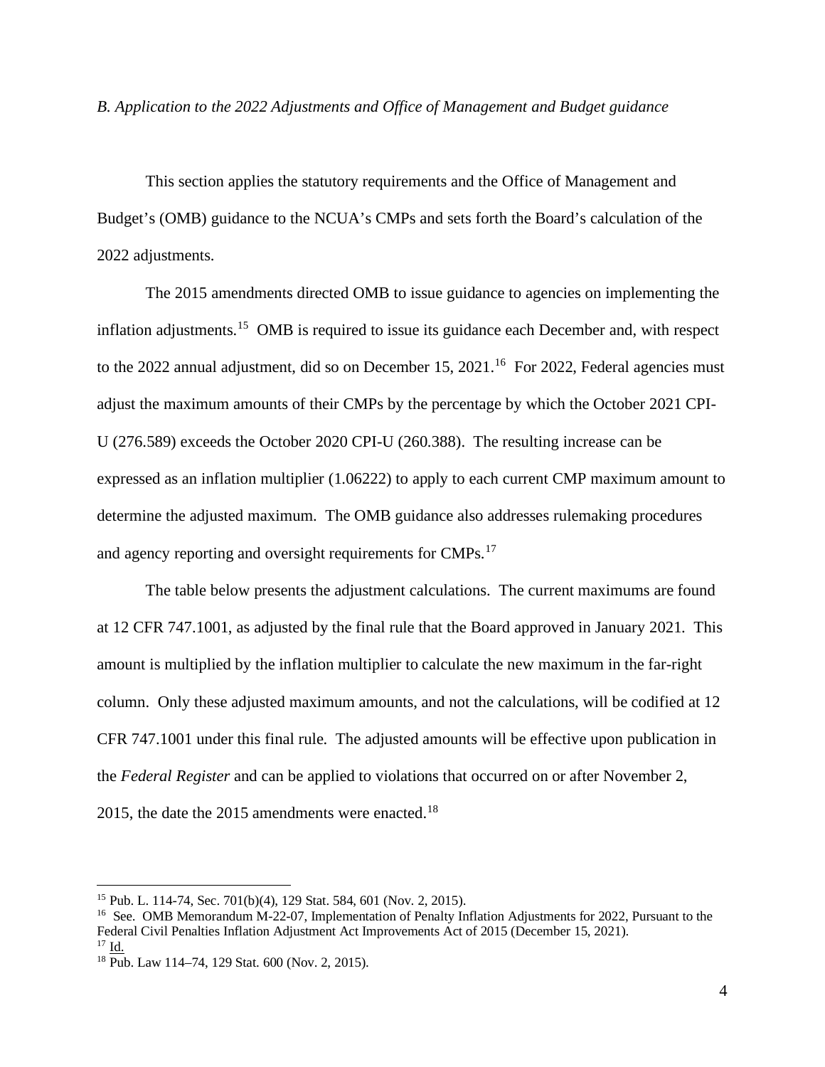*B. Application to the 2022 Adjustments and Office of Management and Budget guidance*

This section applies the statutory requirements and the Office of Management and Budget's (OMB) guidance to the NCUA's CMPs and sets forth the Board's calculation of the 2022 adjustments.

The 2015 amendments directed OMB to issue guidance to agencies on implementing the inflation adjustments.[15] OMB is required to issue its guidance each December and, with respect to the 2022 annual adjustment, did so on December 15, 2021.[16] For 2022, Federal agencies must adjust the maximum amounts of their CMPs by the percentage by which the October 2021 CPI-U (276.589) exceeds the October 2020 CPI-U (260.388). The resulting increase can be expressed as an inflation multiplier (1.06222) to apply to each current CMP maximum amount to determine the adjusted maximum. The OMB guidance also addresses rulemaking procedures and agency reporting and oversight requirements for CMPs.[17]

The table below presents the adjustment calculations. The current maximums are found at 12 CFR 747.1001, as adjusted by the final rule that the Board approved in January 2021. This amount is multiplied by the inflation multiplier to calculate the new maximum in the far-right column. Only these adjusted maximum amounts, and not the calculations, will be codified at 12 CFR 747.1001 under this final rule. The adjusted amounts will be effective upon publication in the *Federal Register* and can be applied to violations that occurred on or after November 2, 2015, the date the 2015 amendments were enacted.[18]

---

[15] Pub. L. 114-74, Sec. 701(b)(4), 129 Stat. 584, 601 (Nov. 2, 2015).

[16] See. OMB Memorandum M-22-07, Implementation of Penalty Inflation Adjustments for 2022, Pursuant to the Federal Civil Penalties Inflation Adjustment Act Improvements Act of 2015 (December 15, 2021).

[17] Id.

[18] Pub. Law 114–74, 129 Stat. 600 (Nov. 2, 2015).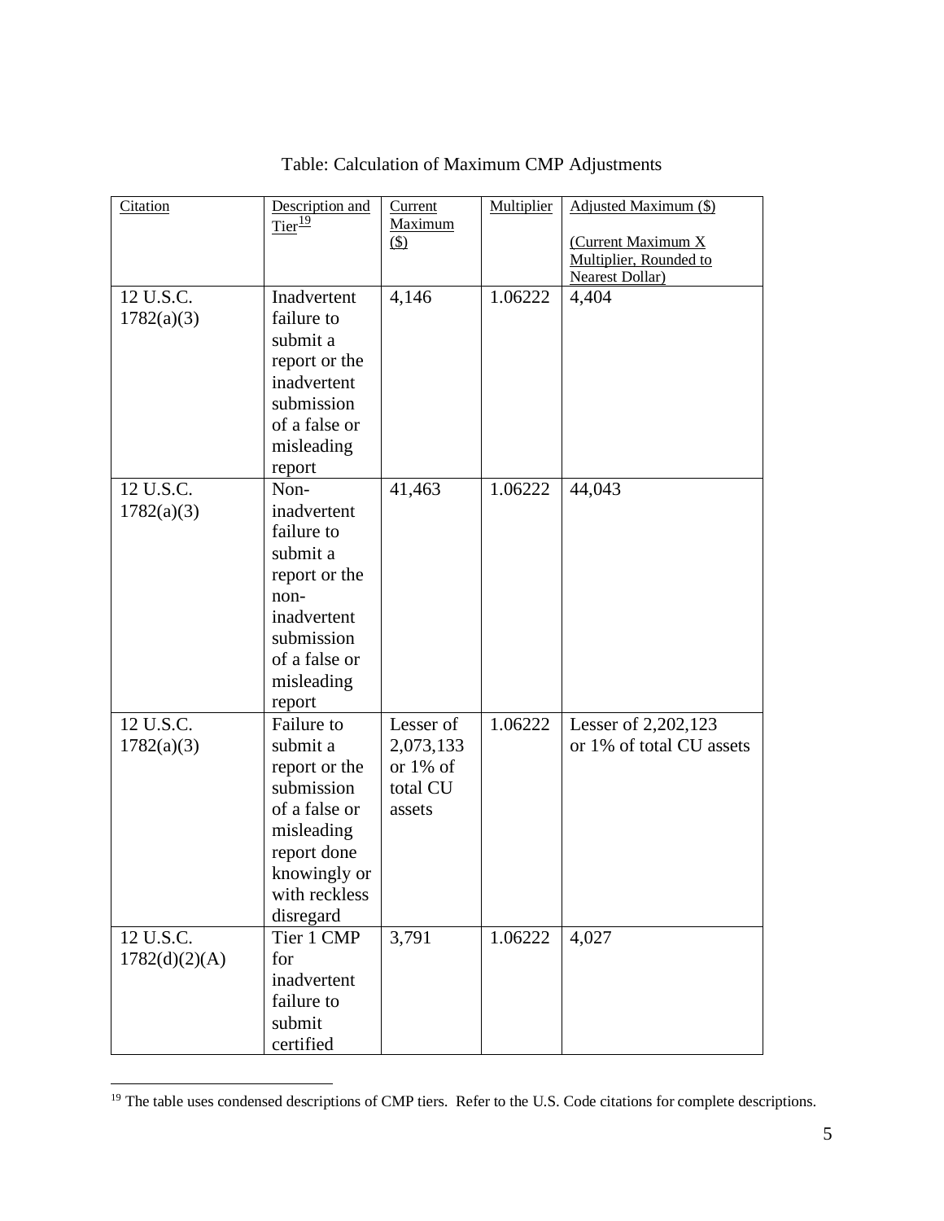Table: Calculation of Maximum CMP Adjustments

| Citation | Description and Tier[19] | Current Maximum ($) | Multiplier | Adjusted Maximum ($) (Current Maximum X Multiplier, Rounded to Nearest Dollar) |
|---|---|---|---|---|
| 12 U.S.C. 1782(a)(3) | Inadvertent failure to submit a report or the inadvertent submission of a false or misleading report | 4,146 | 1.06222 | 4,404 |
| 12 U.S.C. 1782(a)(3) | Non-inadvertent failure to submit a report or the non-inadvertent submission of a false or misleading report | 41,463 | 1.06222 | 44,043 |
| 12 U.S.C. 1782(a)(3) | Failure to submit a report or the submission of a false or misleading report done knowingly or with reckless disregard | Lesser of 2,073,133 or 1% of total CU assets | 1.06222 | Lesser of 2,202,123 or 1% of total CU assets |
| 12 U.S.C. 1782(d)(2)(A) | Tier 1 CMP for inadvertent failure to submit certified | 3,791 | 1.06222 | 4,027 |

[19] The table uses condensed descriptions of CMP tiers. Refer to the U.S. Code citations for complete descriptions.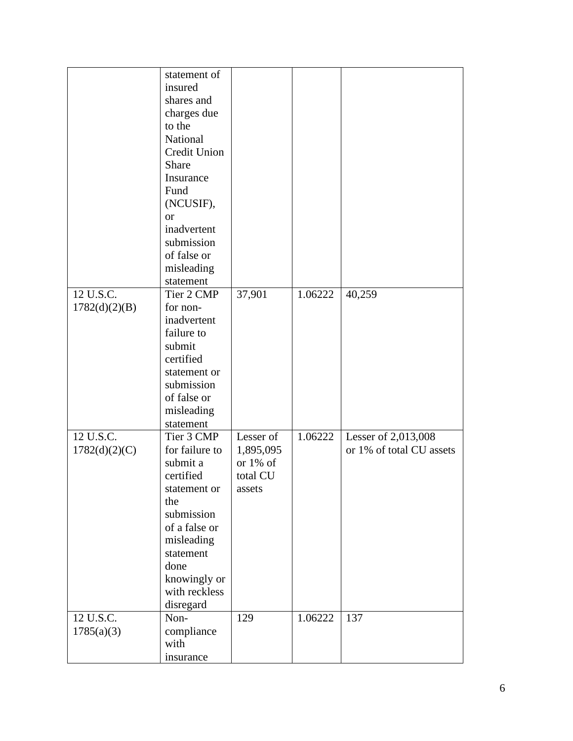| | | | | |
|---|---|---|---|---|
| | statement of insured shares and charges due to the National Credit Union Share Insurance Fund (NCUSIF), or inadvertent submission of false or misleading statement | | | |
| 12 U.S.C. 1782(d)(2)(B) | Tier 2 CMP for non-inadvertent failure to submit certified statement or submission of false or misleading statement | 37,901 | 1.06222 | 40,259 |
| 12 U.S.C. 1782(d)(2)(C) | Tier 3 CMP for failure to submit a certified statement or the submission of a false or misleading statement done knowingly or with reckless disregard | Lesser of 1,895,095 or 1% of total CU assets | 1.06222 | Lesser of 2,013,008 or 1% of total CU assets |
| 12 U.S.C. 1785(a)(3) | Non-compliance with insurance | 129 | 1.06222 | 137 |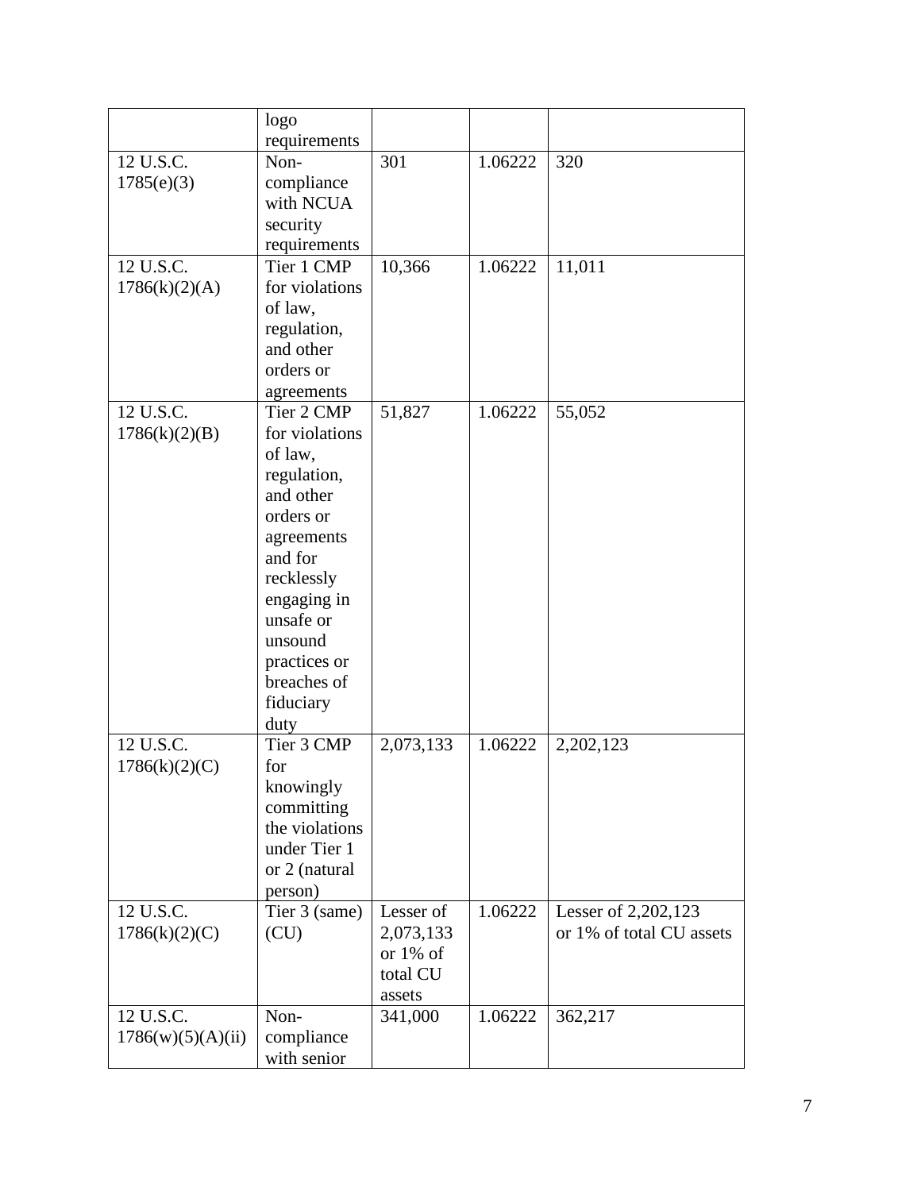| | logo requirements | | | |
|---|---|---|---|---|
| 12 U.S.C. 1785(e)(3) | Non-compliance with NCUA security requirements | 301 | 1.06222 | 320 |
| 12 U.S.C. 1786(k)(2)(A) | Tier 1 CMP for violations of law, regulation, and other orders or agreements | 10,366 | 1.06222 | 11,011 |
| 12 U.S.C. 1786(k)(2)(B) | Tier 2 CMP for violations of law, regulation, and other orders or agreements and for recklessly engaging in unsafe or unsound practices or breaches of fiduciary duty | 51,827 | 1.06222 | 55,052 |
| 12 U.S.C. 1786(k)(2)(C) | Tier 3 CMP for knowingly committing the violations under Tier 1 or 2 (natural person) | 2,073,133 | 1.06222 | 2,202,123 |
| 12 U.S.C. 1786(k)(2)(C) | Tier 3 (same) (CU) | Lesser of 2,073,133 or 1% of total CU assets | 1.06222 | Lesser of 2,202,123 or 1% of total CU assets |
| 12 U.S.C. 1786(w)(5)(A)(ii) | Non-compliance with senior | 341,000 | 1.06222 | 362,217 |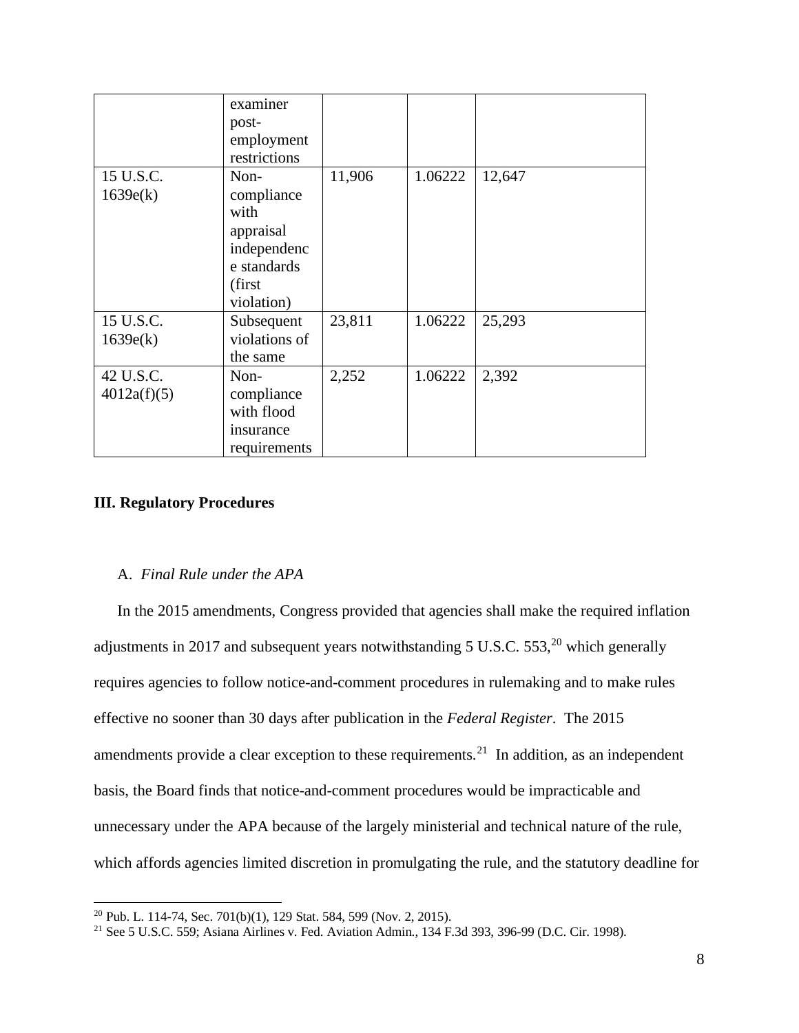| | examiner post-employment restrictions | | | |
|---|---|---|---|---|
| 15 U.S.C. 1639e(k) | Non-compliance with appraisal independence standards (first violation) | 11,906 | 1.06222 | 12,647 |
| 15 U.S.C. 1639e(k) | Subsequent violations of the same | 23,811 | 1.06222 | 25,293 |
| 42 U.S.C. 4012a(f)(5) | Non-compliance with flood insurance requirements | 2,252 | 1.06222 | 2,392 |

**III. Regulatory Procedures**

A. *Final Rule under the APA*

In the 2015 amendments, Congress provided that agencies shall make the required inflation adjustments in 2017 and subsequent years notwithstanding 5 U.S.C. 553,[20] which generally requires agencies to follow notice-and-comment procedures in rulemaking and to make rules effective no sooner than 30 days after publication in the *Federal Register*. The 2015 amendments provide a clear exception to these requirements.[21] In addition, as an independent basis, the Board finds that notice-and-comment procedures would be impracticable and unnecessary under the APA because of the largely ministerial and technical nature of the rule, which affords agencies limited discretion in promulgating the rule, and the statutory deadline for

[20] Pub. L. 114-74, Sec. 701(b)(1), 129 Stat. 584, 599 (Nov. 2, 2015).

[21] See 5 U.S.C. 559; Asiana Airlines v. Fed. Aviation Admin., 134 F.3d 393, 396-99 (D.C. Cir. 1998).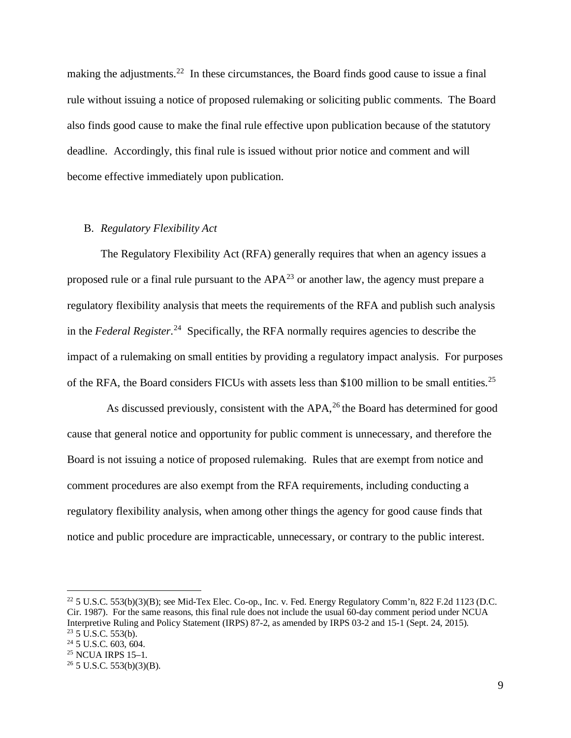making the adjustments.[22] In these circumstances, the Board finds good cause to issue a final rule without issuing a notice of proposed rulemaking or soliciting public comments. The Board also finds good cause to make the final rule effective upon publication because of the statutory deadline. Accordingly, this final rule is issued without prior notice and comment and will become effective immediately upon publication.

### B. *Regulatory Flexibility Act*

The Regulatory Flexibility Act (RFA) generally requires that when an agency issues a proposed rule or a final rule pursuant to the APA[23] or another law, the agency must prepare a regulatory flexibility analysis that meets the requirements of the RFA and publish such analysis in the *Federal Register*.[24] Specifically, the RFA normally requires agencies to describe the impact of a rulemaking on small entities by providing a regulatory impact analysis. For purposes of the RFA, the Board considers FICUs with assets less than $100 million to be small entities.[25]

As discussed previously, consistent with the APA,[26] the Board has determined for good cause that general notice and opportunity for public comment is unnecessary, and therefore the Board is not issuing a notice of proposed rulemaking. Rules that are exempt from notice and comment procedures are also exempt from the RFA requirements, including conducting a regulatory flexibility analysis, when among other things the agency for good cause finds that notice and public procedure are impracticable, unnecessary, or contrary to the public interest.

---

[22] 5 U.S.C. 553(b)(3)(B); see Mid-Tex Elec. Co-op., Inc. v. Fed. Energy Regulatory Comm'n, 822 F.2d 1123 (D.C. Cir. 1987). For the same reasons, this final rule does not include the usual 60-day comment period under NCUA Interpretive Ruling and Policy Statement (IRPS) 87-2, as amended by IRPS 03-2 and 15-1 (Sept. 24, 2015).

[23] 5 U.S.C. 553(b).

[24] 5 U.S.C. 603, 604.

[25] NCUA IRPS 15–1.

[26] 5 U.S.C. 553(b)(3)(B).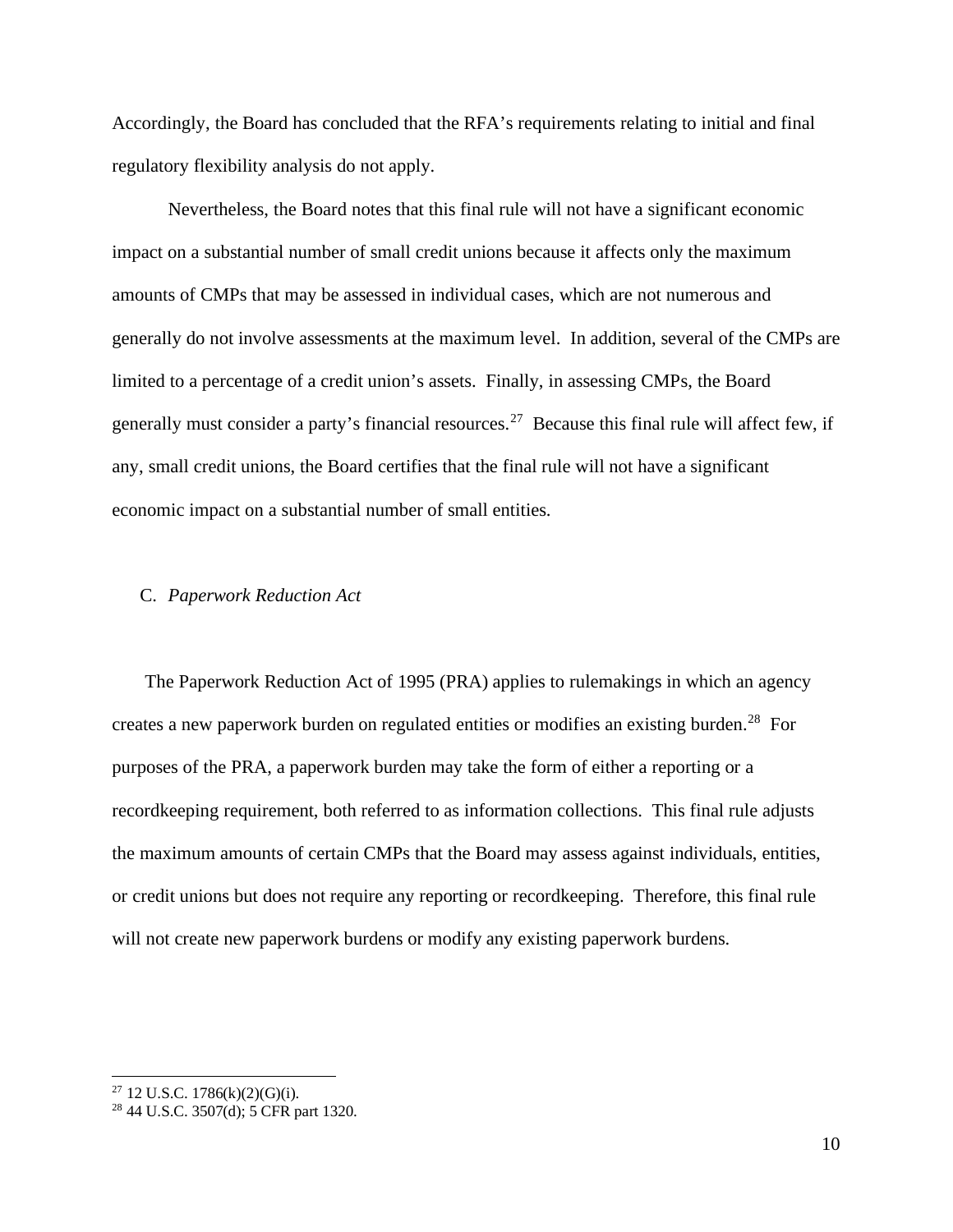Accordingly, the Board has concluded that the RFA's requirements relating to initial and final regulatory flexibility analysis do not apply.

Nevertheless, the Board notes that this final rule will not have a significant economic impact on a substantial number of small credit unions because it affects only the maximum amounts of CMPs that may be assessed in individual cases, which are not numerous and generally do not involve assessments at the maximum level. In addition, several of the CMPs are limited to a percentage of a credit union's assets. Finally, in assessing CMPs, the Board generally must consider a party's financial resources.[27] Because this final rule will affect few, if any, small credit unions, the Board certifies that the final rule will not have a significant economic impact on a substantial number of small entities.

C. *Paperwork Reduction Act*

The Paperwork Reduction Act of 1995 (PRA) applies to rulemakings in which an agency creates a new paperwork burden on regulated entities or modifies an existing burden.[28] For purposes of the PRA, a paperwork burden may take the form of either a reporting or a recordkeeping requirement, both referred to as information collections. This final rule adjusts the maximum amounts of certain CMPs that the Board may assess against individuals, entities, or credit unions but does not require any reporting or recordkeeping. Therefore, this final rule will not create new paperwork burdens or modify any existing paperwork burdens.

---

[27] 12 U.S.C. 1786(k)(2)(G)(i).

[28] 44 U.S.C. 3507(d); 5 CFR part 1320.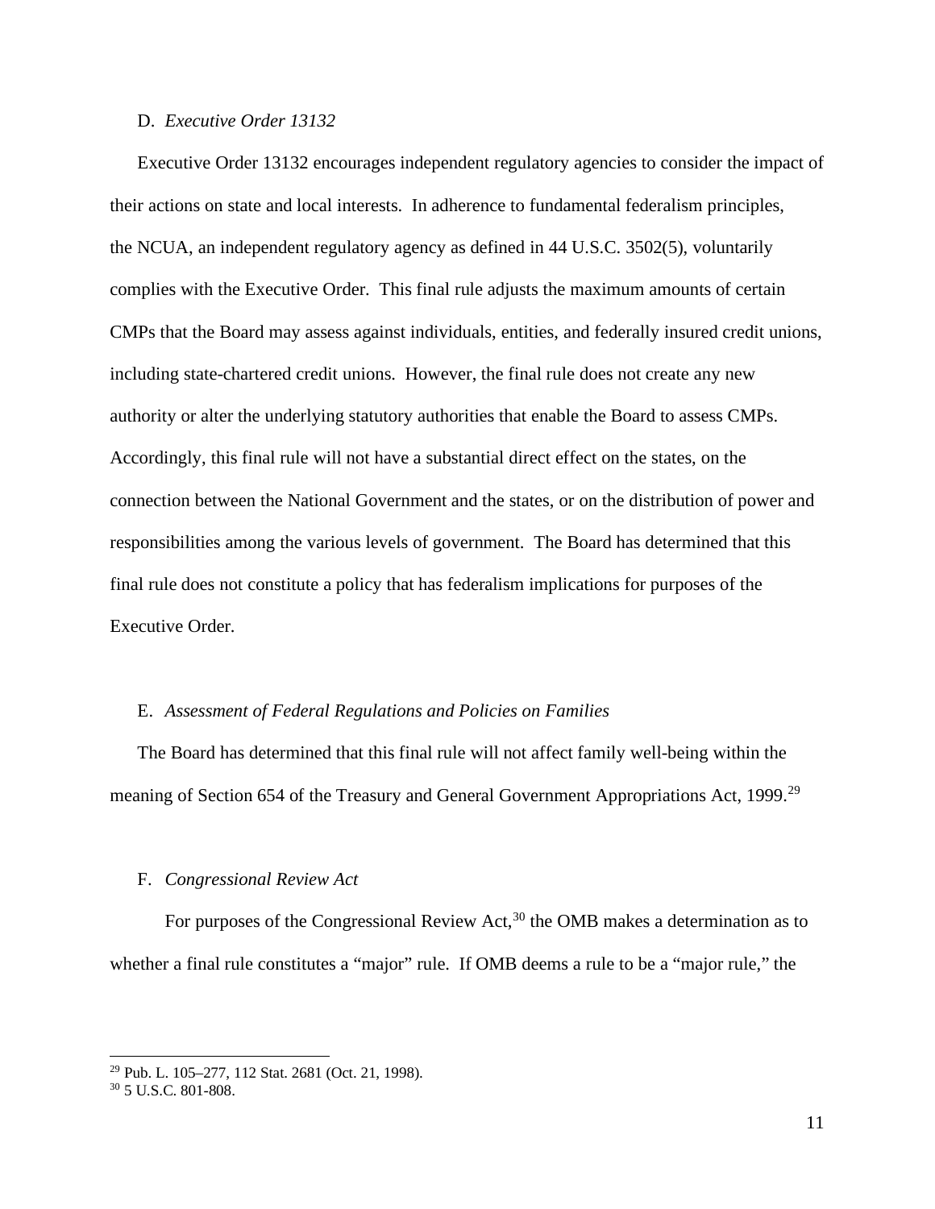D. *Executive Order 13132*

Executive Order 13132 encourages independent regulatory agencies to consider the impact of their actions on state and local interests. In adherence to fundamental federalism principles, the NCUA, an independent regulatory agency as defined in 44 U.S.C. 3502(5), voluntarily complies with the Executive Order. This final rule adjusts the maximum amounts of certain CMPs that the Board may assess against individuals, entities, and federally insured credit unions, including state-chartered credit unions. However, the final rule does not create any new authority or alter the underlying statutory authorities that enable the Board to assess CMPs. Accordingly, this final rule will not have a substantial direct effect on the states, on the connection between the National Government and the states, or on the distribution of power and responsibilities among the various levels of government. The Board has determined that this final rule does not constitute a policy that has federalism implications for purposes of the Executive Order.

E. *Assessment of Federal Regulations and Policies on Families*

The Board has determined that this final rule will not affect family well-being within the meaning of Section 654 of the Treasury and General Government Appropriations Act, 1999.[29]

F. *Congressional Review Act*

For purposes of the Congressional Review Act,[30] the OMB makes a determination as to whether a final rule constitutes a "major" rule. If OMB deems a rule to be a "major rule," the

---

[29] Pub. L. 105–277, 112 Stat. 2681 (Oct. 21, 1998).

[30] 5 U.S.C. 801-808.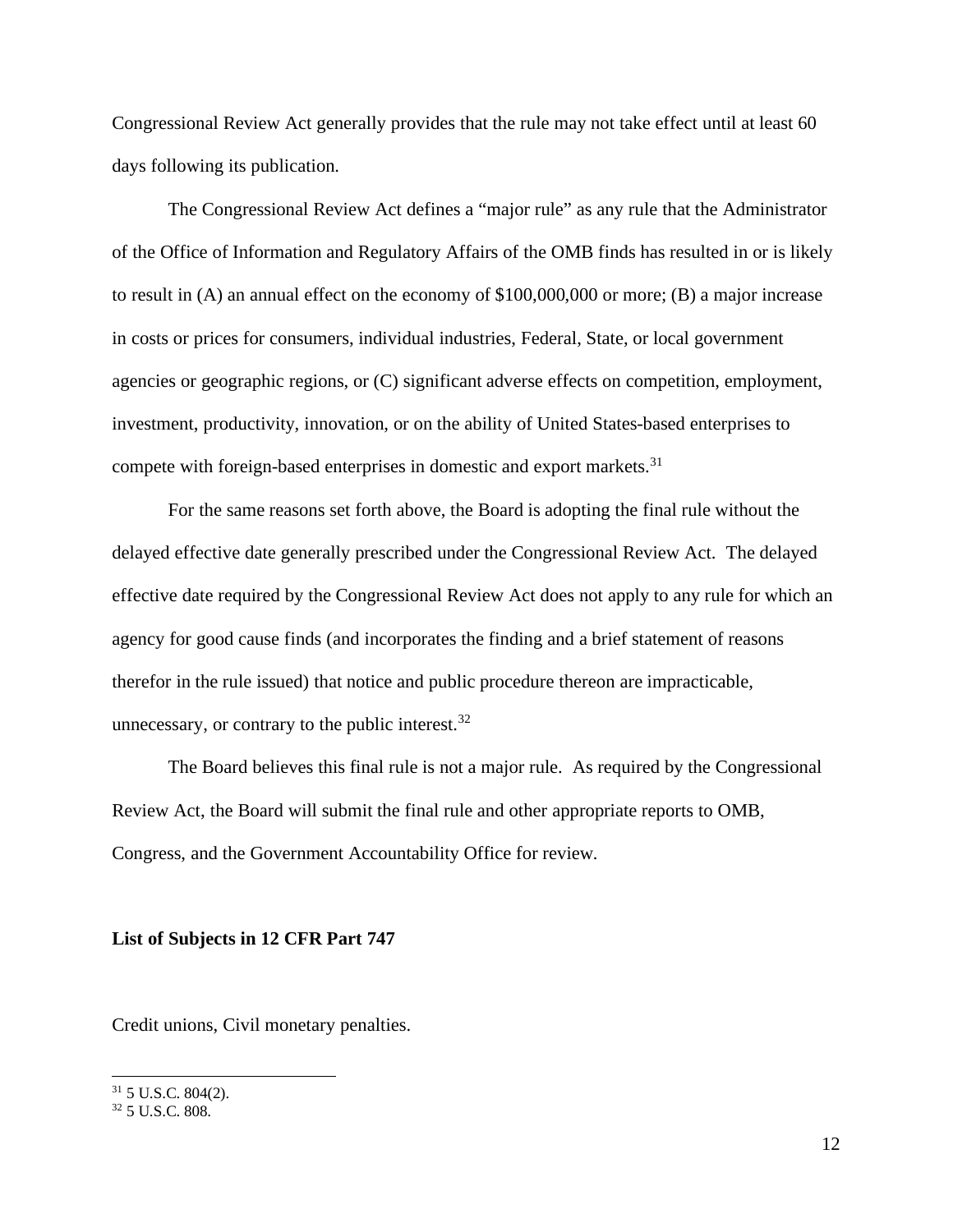Congressional Review Act generally provides that the rule may not take effect until at least 60 days following its publication.

The Congressional Review Act defines a "major rule" as any rule that the Administrator of the Office of Information and Regulatory Affairs of the OMB finds has resulted in or is likely to result in (A) an annual effect on the economy of $100,000,000 or more; (B) a major increase in costs or prices for consumers, individual industries, Federal, State, or local government agencies or geographic regions, or (C) significant adverse effects on competition, employment, investment, productivity, innovation, or on the ability of United States-based enterprises to compete with foreign-based enterprises in domestic and export markets.[31]

For the same reasons set forth above, the Board is adopting the final rule without the delayed effective date generally prescribed under the Congressional Review Act. The delayed effective date required by the Congressional Review Act does not apply to any rule for which an agency for good cause finds (and incorporates the finding and a brief statement of reasons therefor in the rule issued) that notice and public procedure thereon are impracticable, unnecessary, or contrary to the public interest.[32]

The Board believes this final rule is not a major rule. As required by the Congressional Review Act, the Board will submit the final rule and other appropriate reports to OMB, Congress, and the Government Accountability Office for review.

**List of Subjects in 12 CFR Part 747**

Credit unions, Civil monetary penalties.

[31] 5 U.S.C. 804(2).
[32] 5 U.S.C. 808.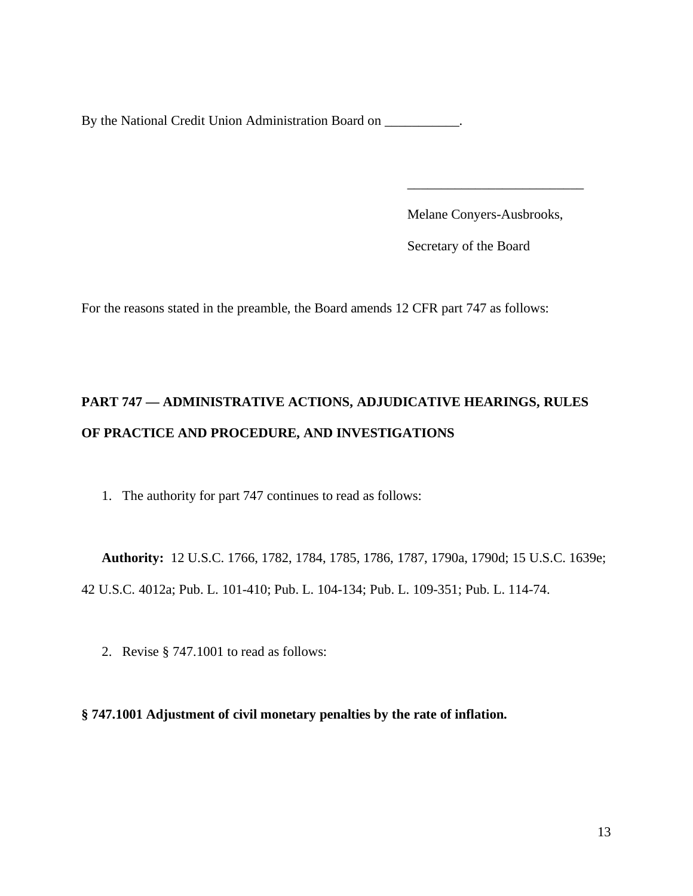By the National Credit Union Administration Board on ___________.

__________________________

Melane Conyers-Ausbrooks,

Secretary of the Board

For the reasons stated in the preamble, the Board amends 12 CFR part 747 as follows:

**PART 747 — ADMINISTRATIVE ACTIONS, ADJUDICATIVE HEARINGS, RULES OF PRACTICE AND PROCEDURE, AND INVESTIGATIONS**

1. The authority for part 747 continues to read as follows:

**Authority:** 12 U.S.C. 1766, 1782, 1784, 1785, 1786, 1787, 1790a, 1790d; 15 U.S.C. 1639e; 42 U.S.C. 4012a; Pub. L. 101-410; Pub. L. 104-134; Pub. L. 109-351; Pub. L. 114-74.

2. Revise § 747.1001 to read as follows:

**§ 747.1001 Adjustment of civil monetary penalties by the rate of inflation.**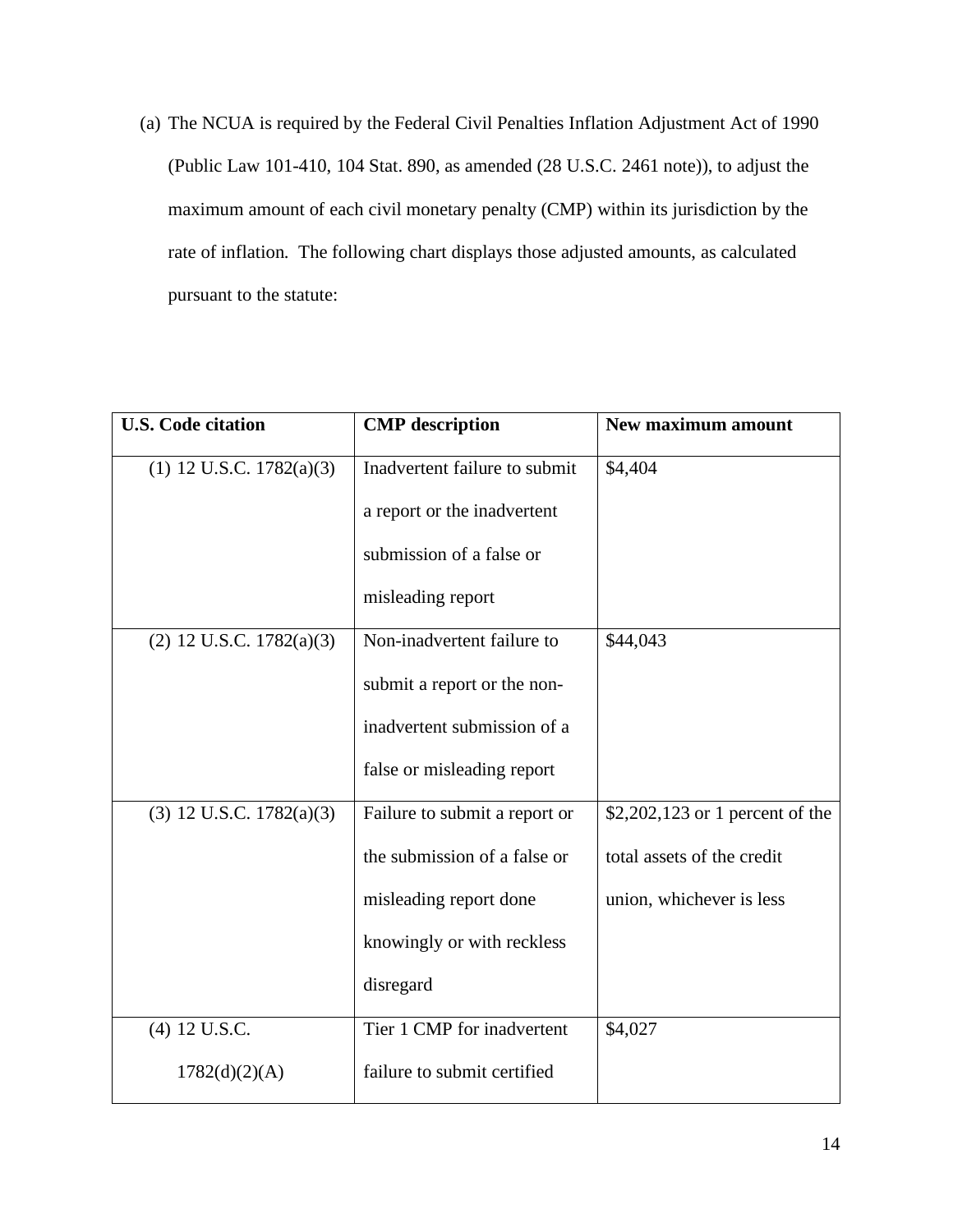(a) The NCUA is required by the Federal Civil Penalties Inflation Adjustment Act of 1990 (Public Law 101-410, 104 Stat. 890, as amended (28 U.S.C. 2461 note)), to adjust the maximum amount of each civil monetary penalty (CMP) within its jurisdiction by the rate of inflation. The following chart displays those adjusted amounts, as calculated pursuant to the statute:

| U.S. Code citation | CMP description | New maximum amount |
|---|---|---|
| (1) 12 U.S.C. 1782(a)(3) | Inadvertent failure to submit a report or the inadvertent submission of a false or misleading report | $4,404 |
| (2) 12 U.S.C. 1782(a)(3) | Non-inadvertent failure to submit a report or the non-inadvertent submission of a false or misleading report | $44,043 |
| (3) 12 U.S.C. 1782(a)(3) | Failure to submit a report or the submission of a false or misleading report done knowingly or with reckless disregard | $2,202,123 or 1 percent of the total assets of the credit union, whichever is less |
| (4) 12 U.S.C. 1782(d)(2)(A) | Tier 1 CMP for inadvertent failure to submit certified | $4,027 |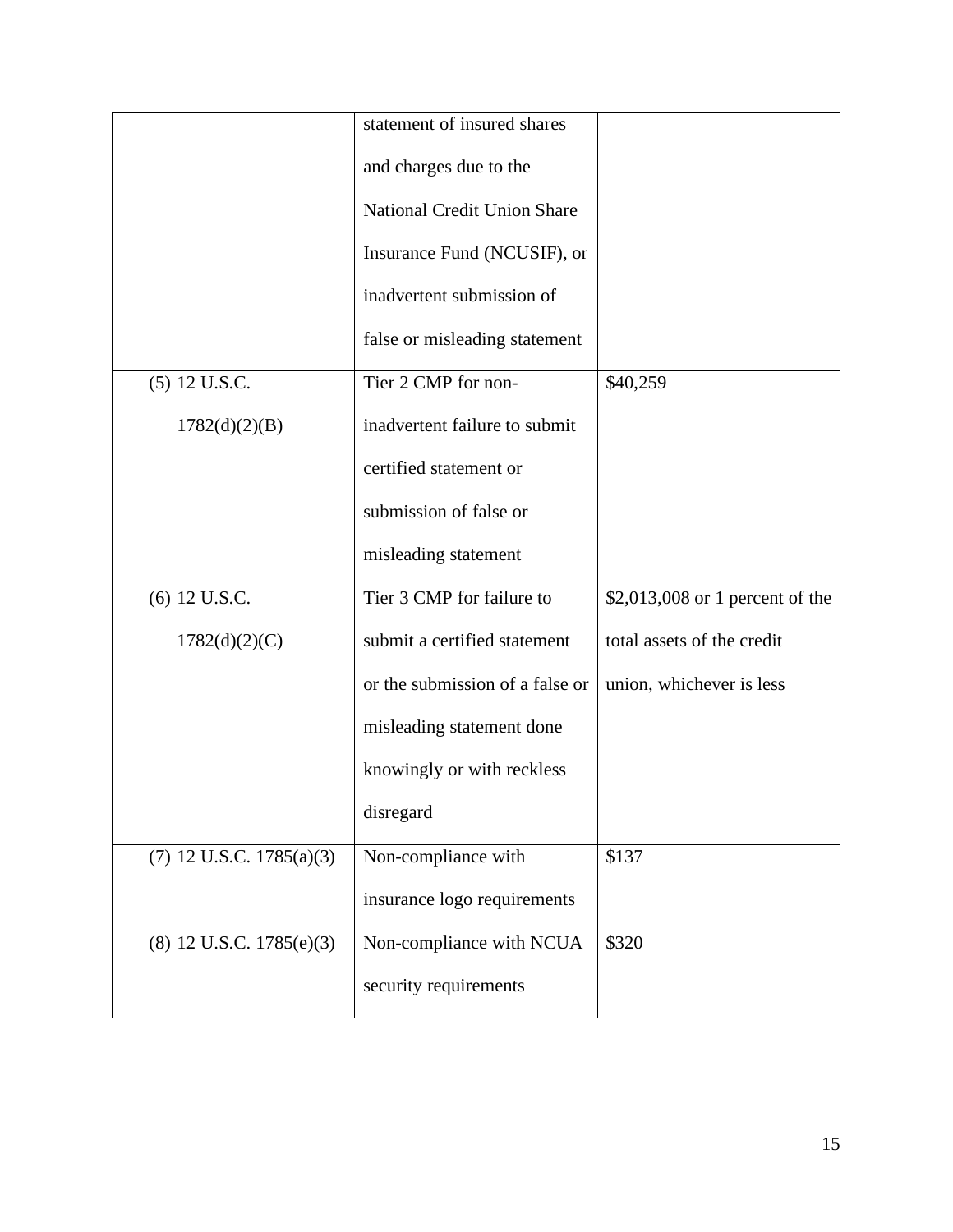| | | |
|---|---|---|
| | statement of insured shares and charges due to the National Credit Union Share Insurance Fund (NCUSIF), or inadvertent submission of false or misleading statement | |
| (5) 12 U.S.C. 1782(d)(2)(B) | Tier 2 CMP for non-inadvertent failure to submit certified statement or submission of false or misleading statement | $40,259 |
| (6) 12 U.S.C. 1782(d)(2)(C) | Tier 3 CMP for failure to submit a certified statement or the submission of a false or misleading statement done knowingly or with reckless disregard | $2,013,008 or 1 percent of the total assets of the credit union, whichever is less |
| (7) 12 U.S.C. 1785(a)(3) | Non-compliance with insurance logo requirements | $137 |
| (8) 12 U.S.C. 1785(e)(3) | Non-compliance with NCUA security requirements | $320 |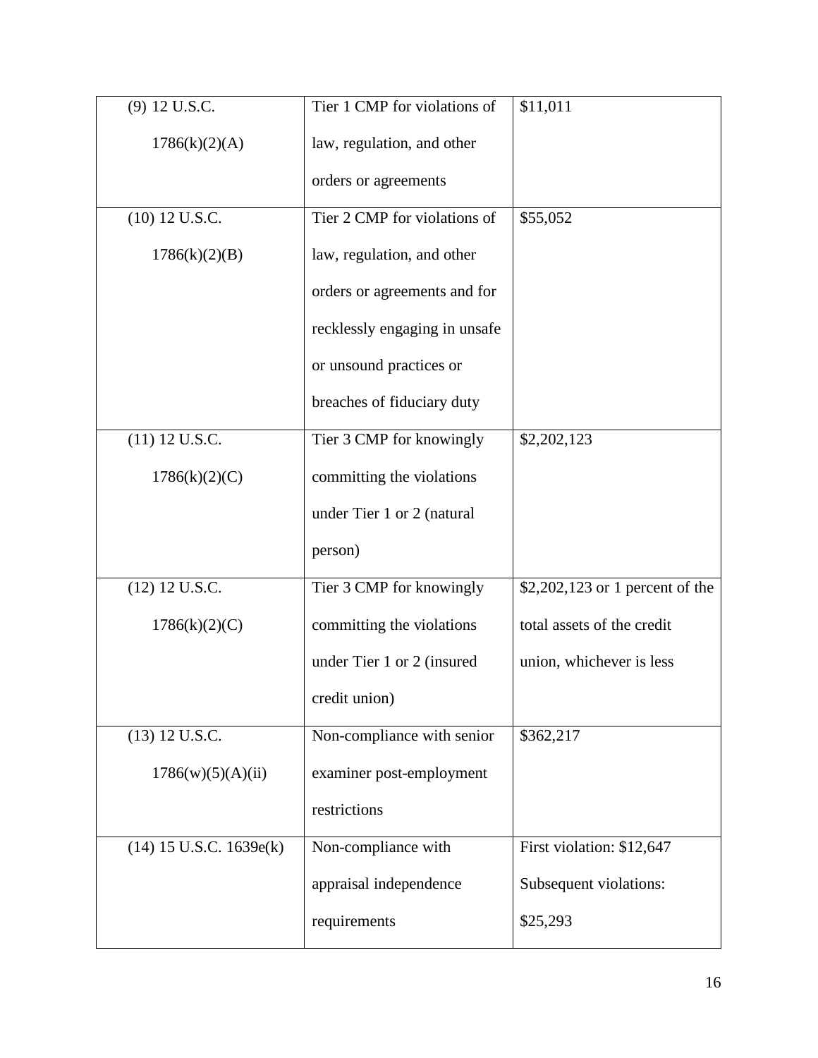| (9) 12 U.S.C. 1786(k)(2)(A) | Tier 1 CMP for violations of law, regulation, and other orders or agreements | $11,011 |
|---|---|---|
| (10) 12 U.S.C. 1786(k)(2)(B) | Tier 2 CMP for violations of law, regulation, and other orders or agreements and for recklessly engaging in unsafe or unsound practices or breaches of fiduciary duty | $55,052 |
| (11) 12 U.S.C. 1786(k)(2)(C) | Tier 3 CMP for knowingly committing the violations under Tier 1 or 2 (natural person) | $2,202,123 |
| (12) 12 U.S.C. 1786(k)(2)(C) | Tier 3 CMP for knowingly committing the violations under Tier 1 or 2 (insured credit union) | $2,202,123 or 1 percent of the total assets of the credit union, whichever is less |
| (13) 12 U.S.C. 1786(w)(5)(A)(ii) | Non-compliance with senior examiner post-employment restrictions | $362,217 |
| (14) 15 U.S.C. 1639e(k) | Non-compliance with appraisal independence requirements | First violation: $12,647 Subsequent violations: $25,293 |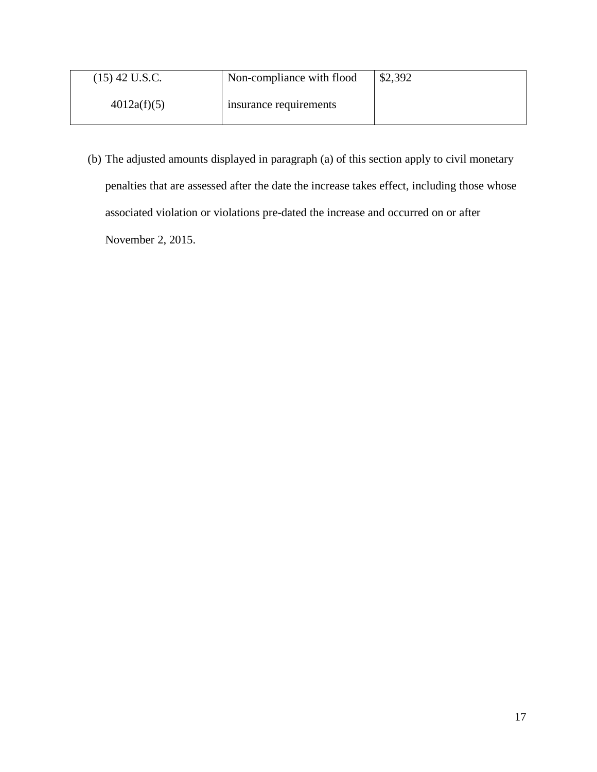| | | |
|---|---|---|
| (15) 42 U.S.C. 4012a(f)(5) | Non-compliance with flood insurance requirements | \$2,392 |

(b) The adjusted amounts displayed in paragraph (a) of this section apply to civil monetary penalties that are assessed after the date the increase takes effect, including those whose associated violation or violations pre-dated the increase and occurred on or after November 2, 2015.